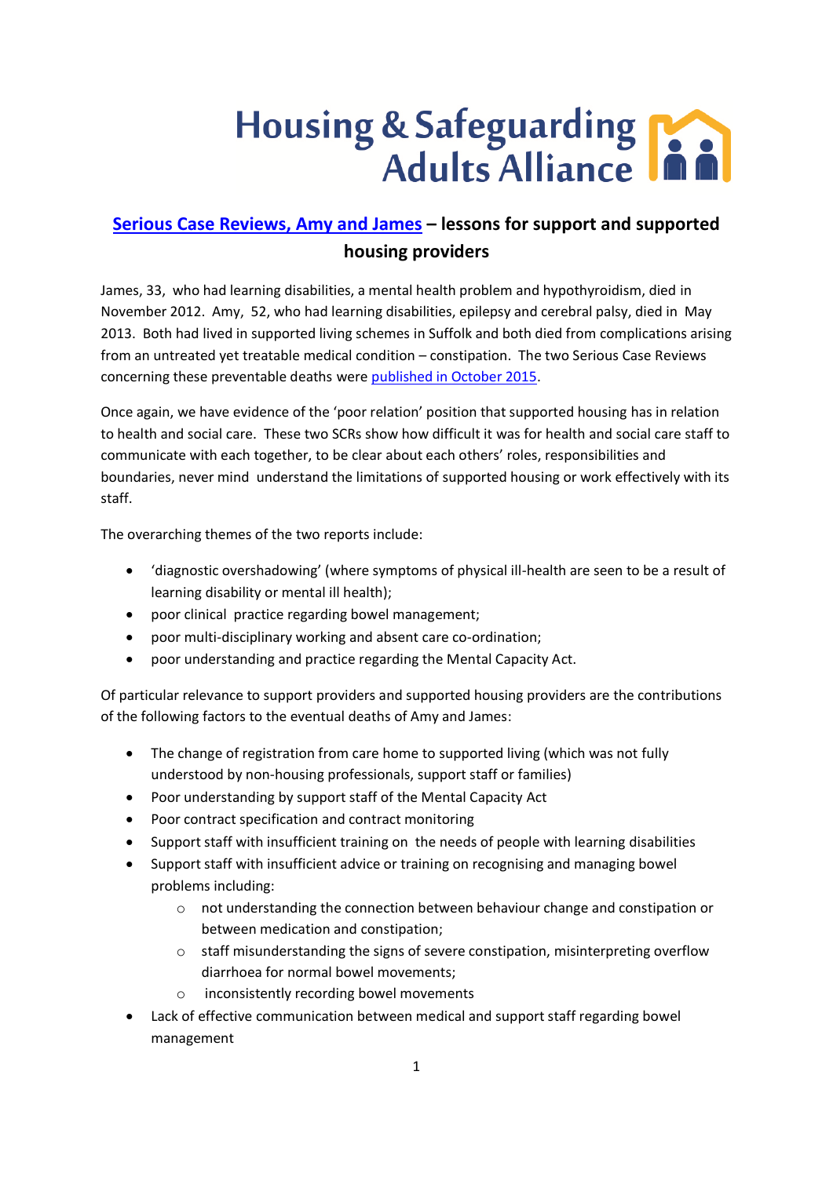# Housing & Safeguarding Adults Alliance

## Serious Case Reviews, Amy and James – lessons for support and supported housing providers

James, 33, who had learning disabilities, a mental health problem and hypothyroidism, died in November 2012. Amy, 52, who had learning disabilities, epilepsy and cerebral palsy, died in May 2013. Both had lived in supported living schemes in Suffolk and both died from complications arising from an untreated yet treatable medical condition – constipation. The two Serious Case Reviews concerning these preventable deaths were published in October 2015.

Once again, we have evidence of the 'poor relation' position that supported housing has in relation to health and social care. These two SCRs show how difficult it was for health and social care staff to communicate with each together, to be clear about each others' roles, responsibilities and boundaries, never mind understand the limitations of supported housing or work effectively with its staff.

The overarching themes of the two reports include:

- 'diagnostic overshadowing' (where symptoms of physical ill-health are seen to be a result of learning disability or mental ill health);
- poor clinical practice regarding bowel management;
- poor multi-disciplinary working and absent care co-ordination;
- poor understanding and practice regarding the Mental Capacity Act.

Of particular relevance to support providers and supported housing providers are the contributions of the following factors to the eventual deaths of Amy and James:

- The change of registration from care home to supported living (which was not fully understood by non-housing professionals, support staff or families)
- Poor understanding by support staff of the Mental Capacity Act
- Poor contract specification and contract monitoring
- Support staff with insufficient training on the needs of people with learning disabilities
- Support staff with insufficient advice or training on recognising and managing bowel problems including:
  - not understanding the connection between behaviour change and constipation or between medication and constipation;
  - staff misunderstanding the signs of severe constipation, misinterpreting overflow diarrhoea for normal bowel movements;
  - inconsistently recording bowel movements
- Lack of effective communication between medical and support staff regarding bowel management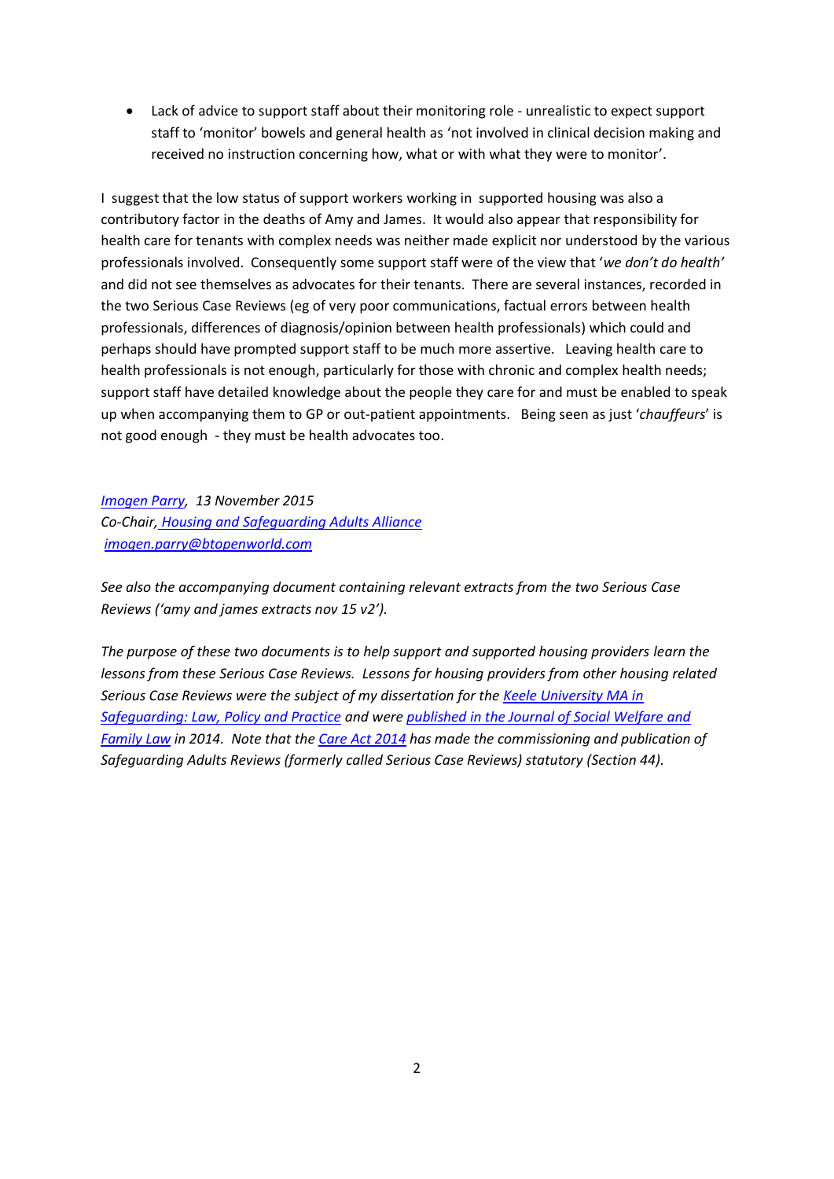- Lack of advice to support staff about their monitoring role - unrealistic to expect support staff to 'monitor' bowels and general health as 'not involved in clinical decision making and received no instruction concerning how, what or with what they were to monitor'.

I suggest that the low status of support workers working in supported housing was also a contributory factor in the deaths of Amy and James. It would also appear that responsibility for health care for tenants with complex needs was neither made explicit nor understood by the various professionals involved. Consequently some support staff were of the view that '*we don't do health'* and did not see themselves as advocates for their tenants. There are several instances, recorded in the two Serious Case Reviews (eg of very poor communications, factual errors between health professionals, differences of diagnosis/opinion between health professionals) which could and perhaps should have prompted support staff to be much more assertive. Leaving health care to health professionals is not enough, particularly for those with chronic and complex health needs; support staff have detailed knowledge about the people they care for and must be enabled to speak up when accompanying them to GP or out-patient appointments. Being seen as just '*chauffeurs*' is not good enough - they must be health advocates too.

*Imogen Parry, 13 November 2015*
*Co-Chair, Housing and Safeguarding Adults Alliance*
*imogen.parry@btopenworld.com*

*See also the accompanying document containing relevant extracts from the two Serious Case Reviews ('amy and james extracts nov 15 v2').*

*The purpose of these two documents is to help support and supported housing providers learn the lessons from these Serious Case Reviews. Lessons for housing providers from other housing related Serious Case Reviews were the subject of my dissertation for the Keele University MA in Safeguarding: Law, Policy and Practice and were published in the Journal of Social Welfare and Family Law in 2014. Note that the Care Act 2014 has made the commissioning and publication of Safeguarding Adults Reviews (formerly called Serious Case Reviews) statutory (Section 44).*